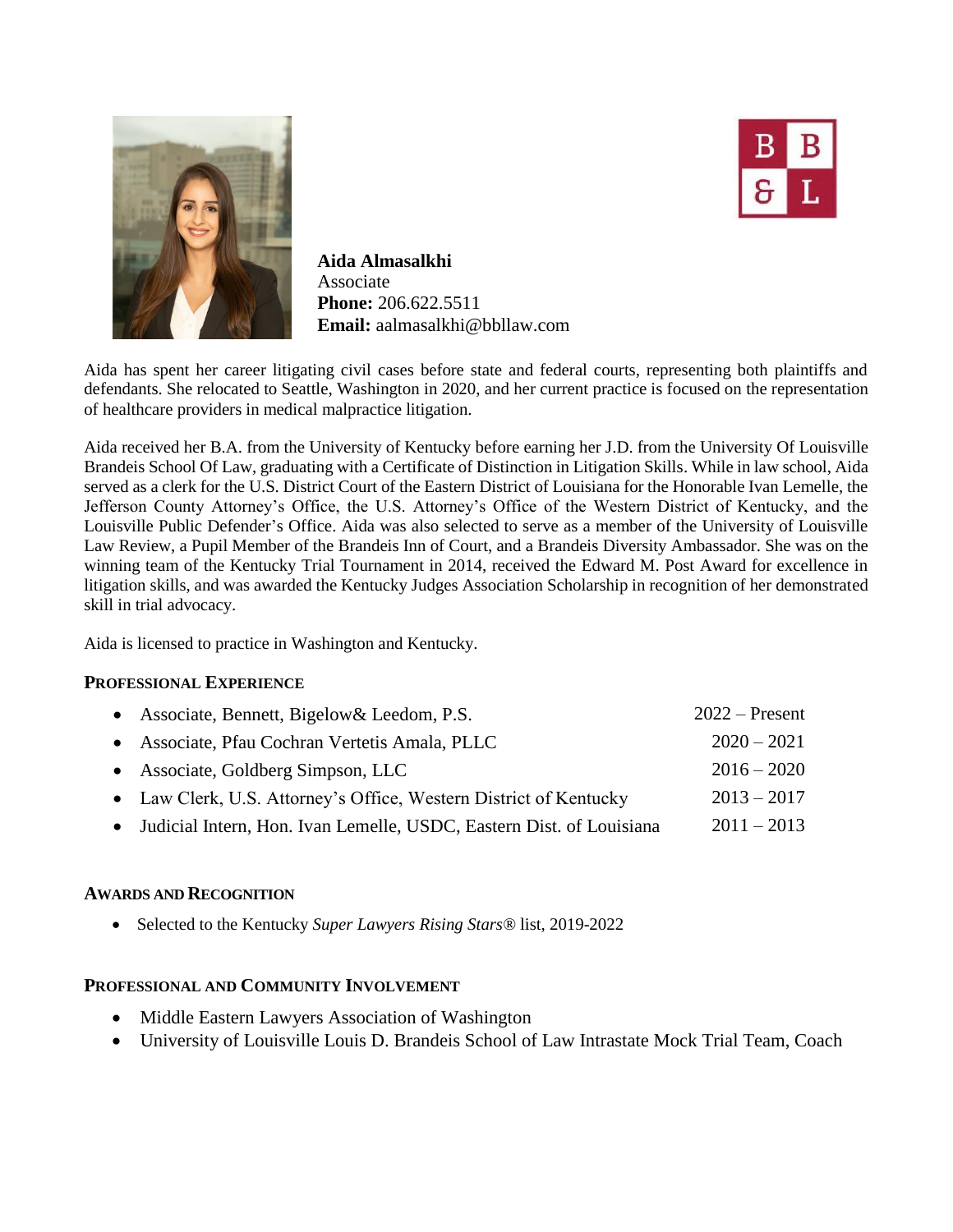**Aida Almasalkhi**
Associate
**Phone:** 206.622.5511
**Email:** aalmasalkhi@bbllaw.com

Aida has spent her career litigating civil cases before state and federal courts, representing both plaintiffs and defendants. She relocated to Seattle, Washington in 2020, and her current practice is focused on the representation of healthcare providers in medical malpractice litigation.

Aida received her B.A. from the University of Kentucky before earning her J.D. from the University Of Louisville Brandeis School Of Law, graduating with a Certificate of Distinction in Litigation Skills. While in law school, Aida served as a clerk for the U.S. District Court of the Eastern District of Louisiana for the Honorable Ivan Lemelle, the Jefferson County Attorney's Office, the U.S. Attorney's Office of the Western District of Kentucky, and the Louisville Public Defender's Office. Aida was also selected to serve as a member of the University of Louisville Law Review, a Pupil Member of the Brandeis Inn of Court, and a Brandeis Diversity Ambassador. She was on the winning team of the Kentucky Trial Tournament in 2014, received the Edward M. Post Award for excellence in litigation skills, and was awarded the Kentucky Judges Association Scholarship in recognition of her demonstrated skill in trial advocacy.

Aida is licensed to practice in Washington and Kentucky.

## Professional Experience

- Associate, Bennett, Bigelow& Leedom, P.S. — 2022 – Present
- Associate, Pfau Cochran Vertetis Amala, PLLC — 2020 – 2021
- Associate, Goldberg Simpson, LLC — 2016 – 2020
- Law Clerk, U.S. Attorney's Office, Western District of Kentucky — 2013 – 2017
- Judicial Intern, Hon. Ivan Lemelle, USDC, Eastern Dist. of Louisiana — 2011 – 2013

## Awards and Recognition

- Selected to the Kentucky *Super Lawyers Rising Stars®* list, 2019-2022

## Professional and Community Involvement

- Middle Eastern Lawyers Association of Washington
- University of Louisville Louis D. Brandeis School of Law Intrastate Mock Trial Team, Coach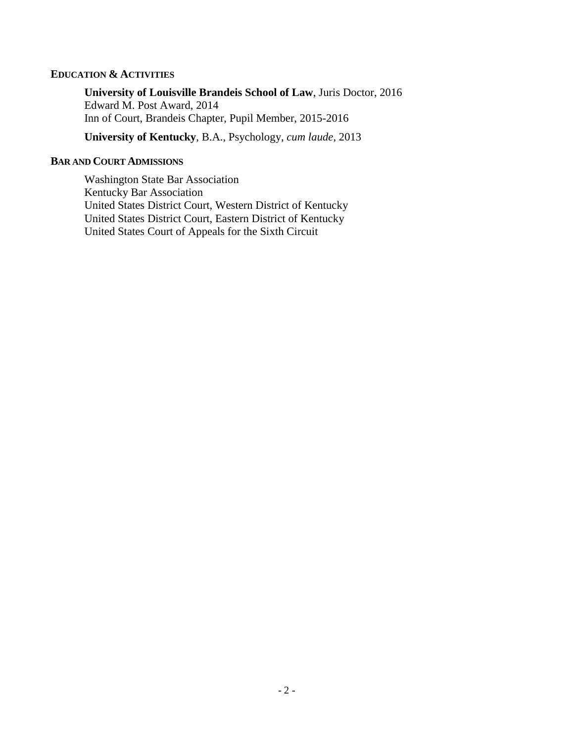## EDUCATION & ACTIVITIES

**University of Louisville Brandeis School of Law**, Juris Doctor, 2016
Edward M. Post Award, 2014
Inn of Court, Brandeis Chapter, Pupil Member, 2015-2016

**University of Kentucky**, B.A., Psychology, *cum laude*, 2013

## BAR AND COURT ADMISSIONS

Washington State Bar Association
Kentucky Bar Association
United States District Court, Western District of Kentucky
United States District Court, Eastern District of Kentucky
United States Court of Appeals for the Sixth Circuit